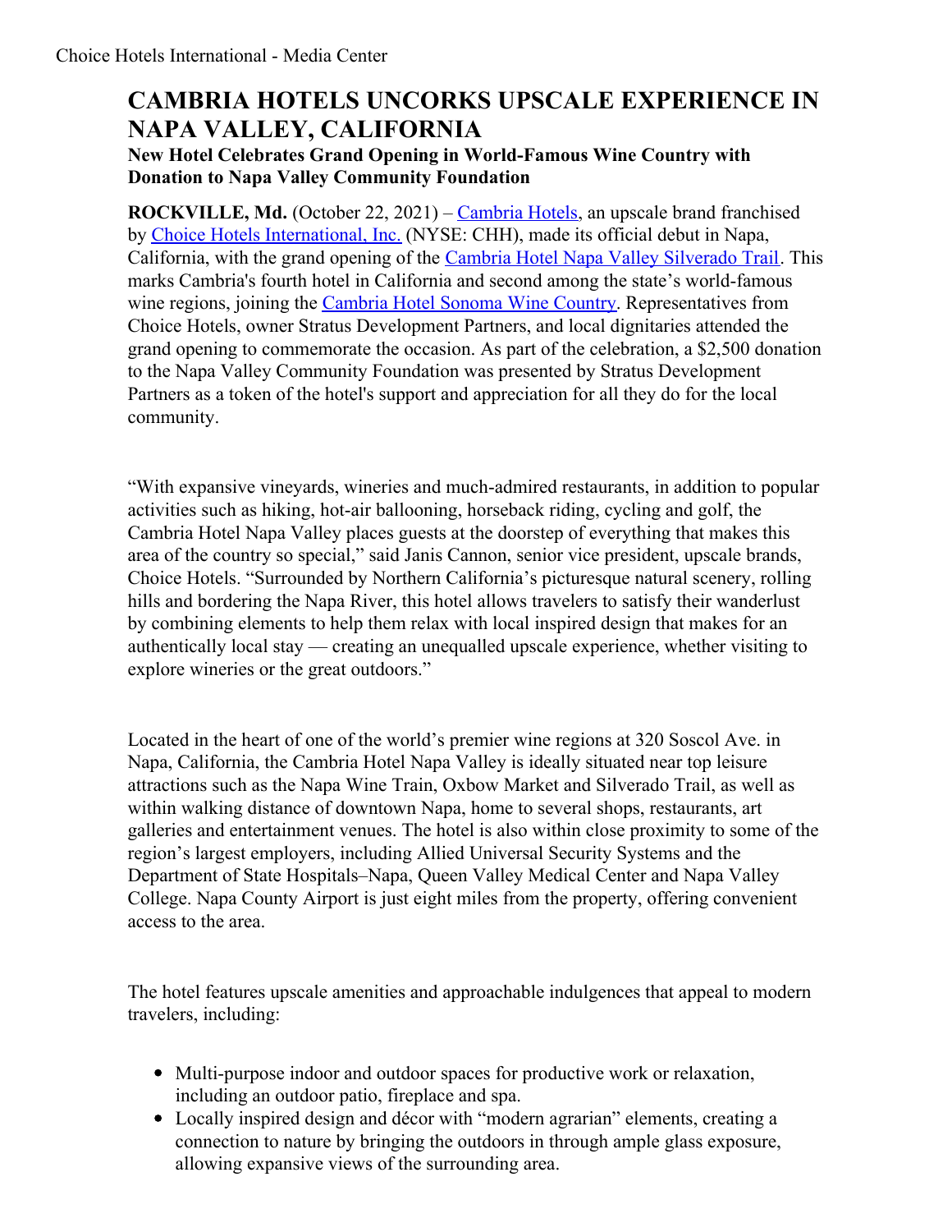# CAMBRIA HOTELS UNCORKS UPSCALE EXPERIENCE IN NAPA VALLEY, CALIFORNIA

**New Hotel Celebrates Grand Opening in World-Famous Wine Country with Donation to Napa Valley Community Foundation**

**ROCKVILLE, Md.** (October 22, 2021) – Cambria Hotels, an upscale brand franchised by Choice Hotels International, Inc. (NYSE: CHH), made its official debut in Napa, California, with the grand opening of the Cambria Hotel Napa Valley Silverado Trail. This marks Cambria's fourth hotel in California and second among the state's world-famous wine regions, joining the Cambria Hotel Sonoma Wine Country. Representatives from Choice Hotels, owner Stratus Development Partners, and local dignitaries attended the grand opening to commemorate the occasion. As part of the celebration, a $2,500 donation to the Napa Valley Community Foundation was presented by Stratus Development Partners as a token of the hotel's support and appreciation for all they do for the local community.

"With expansive vineyards, wineries and much-admired restaurants, in addition to popular activities such as hiking, hot-air ballooning, horseback riding, cycling and golf, the Cambria Hotel Napa Valley places guests at the doorstep of everything that makes this area of the country so special," said Janis Cannon, senior vice president, upscale brands, Choice Hotels. "Surrounded by Northern California's picturesque natural scenery, rolling hills and bordering the Napa River, this hotel allows travelers to satisfy their wanderlust by combining elements to help them relax with local inspired design that makes for an authentically local stay — creating an unequalled upscale experience, whether visiting to explore wineries or the great outdoors."

Located in the heart of one of the world's premier wine regions at 320 Soscol Ave. in Napa, California, the Cambria Hotel Napa Valley is ideally situated near top leisure attractions such as the Napa Wine Train, Oxbow Market and Silverado Trail, as well as within walking distance of downtown Napa, home to several shops, restaurants, art galleries and entertainment venues. The hotel is also within close proximity to some of the region's largest employers, including Allied Universal Security Systems and the Department of State Hospitals–Napa, Queen Valley Medical Center and Napa Valley College. Napa County Airport is just eight miles from the property, offering convenient access to the area.

The hotel features upscale amenities and approachable indulgences that appeal to modern travelers, including:

- Multi-purpose indoor and outdoor spaces for productive work or relaxation, including an outdoor patio, fireplace and spa.
- Locally inspired design and décor with "modern agrarian" elements, creating a connection to nature by bringing the outdoors in through ample glass exposure, allowing expansive views of the surrounding area.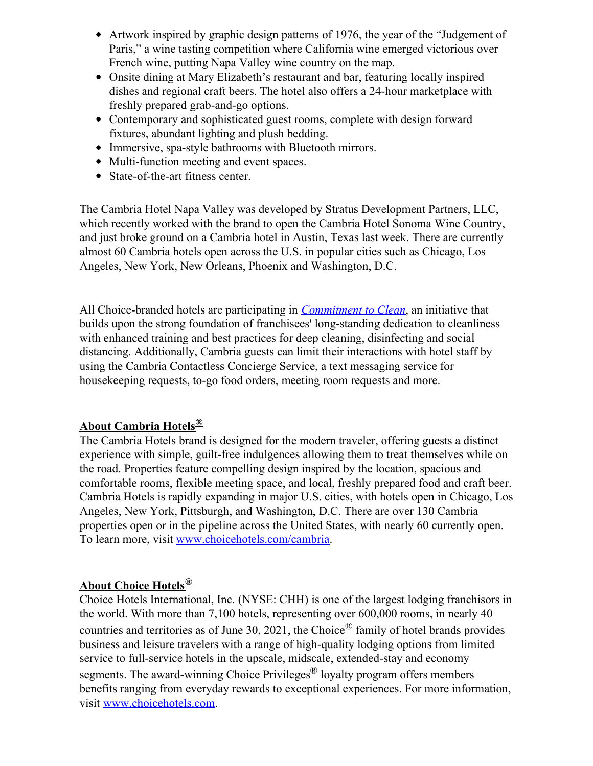- Artwork inspired by graphic design patterns of 1976, the year of the "Judgement of Paris," a wine tasting competition where California wine emerged victorious over French wine, putting Napa Valley wine country on the map.
- Onsite dining at Mary Elizabeth's restaurant and bar, featuring locally inspired dishes and regional craft beers. The hotel also offers a 24-hour marketplace with freshly prepared grab-and-go options.
- Contemporary and sophisticated guest rooms, complete with design forward fixtures, abundant lighting and plush bedding.
- Immersive, spa-style bathrooms with Bluetooth mirrors.
- Multi-function meeting and event spaces.
- State-of-the-art fitness center.

The Cambria Hotel Napa Valley was developed by Stratus Development Partners, LLC, which recently worked with the brand to open the Cambria Hotel Sonoma Wine Country, and just broke ground on a Cambria hotel in Austin, Texas last week. There are currently almost 60 Cambria hotels open across the U.S. in popular cities such as Chicago, Los Angeles, New York, New Orleans, Phoenix and Washington, D.C.

All Choice-branded hotels are participating in *Commitment to Clean*, an initiative that builds upon the strong foundation of franchisees' long-standing dedication to cleanliness with enhanced training and best practices for deep cleaning, disinfecting and social distancing. Additionally, Cambria guests can limit their interactions with hotel staff by using the Cambria Contactless Concierge Service, a text messaging service for housekeeping requests, to-go food orders, meeting room requests and more.

## About Cambria Hotels®

The Cambria Hotels brand is designed for the modern traveler, offering guests a distinct experience with simple, guilt-free indulgences allowing them to treat themselves while on the road. Properties feature compelling design inspired by the location, spacious and comfortable rooms, flexible meeting space, and local, freshly prepared food and craft beer. Cambria Hotels is rapidly expanding in major U.S. cities, with hotels open in Chicago, Los Angeles, New York, Pittsburgh, and Washington, D.C. There are over 130 Cambria properties open or in the pipeline across the United States, with nearly 60 currently open. To learn more, visit www.choicehotels.com/cambria.

## About Choice Hotels®

Choice Hotels International, Inc. (NYSE: CHH) is one of the largest lodging franchisors in the world. With more than 7,100 hotels, representing over 600,000 rooms, in nearly 40 countries and territories as of June 30, 2021, the Choice® family of hotel brands provides business and leisure travelers with a range of high-quality lodging options from limited service to full-service hotels in the upscale, midscale, extended-stay and economy segments. The award-winning Choice Privileges® loyalty program offers members benefits ranging from everyday rewards to exceptional experiences. For more information, visit www.choicehotels.com.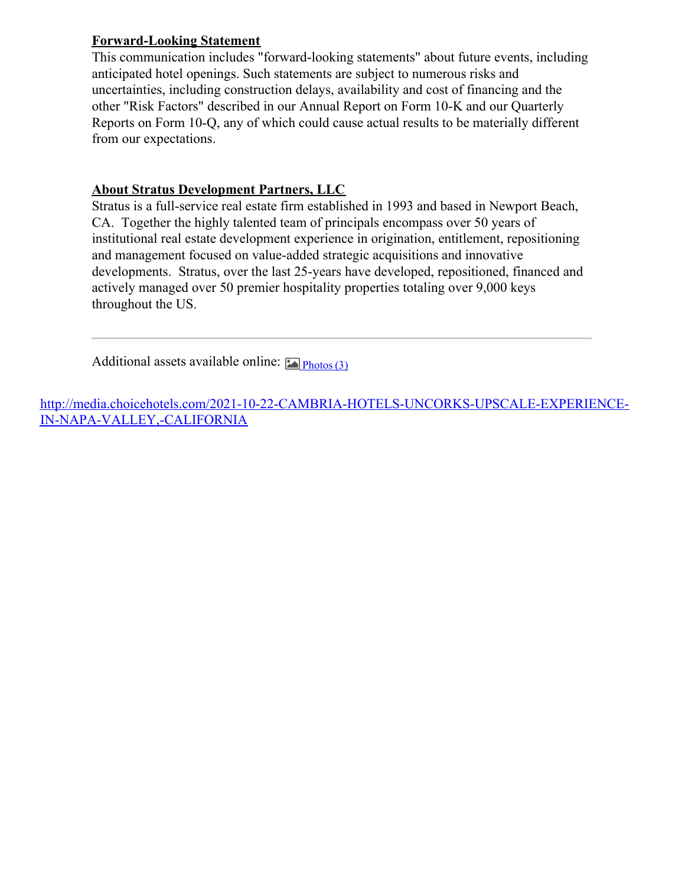**Forward-Looking Statement**

This communication includes "forward-looking statements" about future events, including anticipated hotel openings. Such statements are subject to numerous risks and uncertainties, including construction delays, availability and cost of financing and the other "Risk Factors" described in our Annual Report on Form 10-K and our Quarterly Reports on Form 10-Q, any of which could cause actual results to be materially different from our expectations.

**About Stratus Development Partners, LLC**

Stratus is a full-service real estate firm established in 1993 and based in Newport Beach, CA. Together the highly talented team of principals encompass over 50 years of institutional real estate development experience in origination, entitlement, repositioning and management focused on value-added strategic acquisitions and innovative developments. Stratus, over the last 25-years have developed, repositioned, financed and actively managed over 50 premier hospitality properties totaling over 9,000 keys throughout the US.

---

Additional assets available online: Photos (3)

http://media.choicehotels.com/2021-10-22-CAMBRIA-HOTELS-UNCORKS-UPSCALE-EXPERIENCE-IN-NAPA-VALLEY,-CALIFORNIA